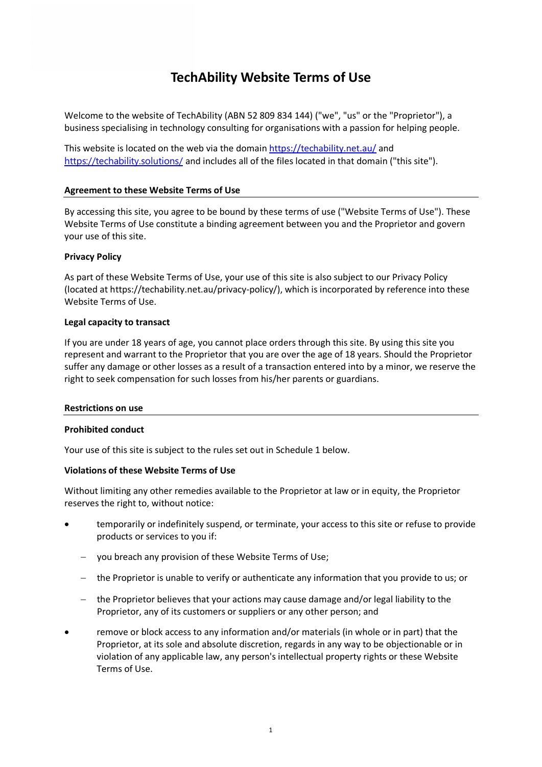# TechAbility Website Terms of Use

Welcome to the website of TechAbility (ABN 52 809 834 144) ("we", "us" or the "Proprietor"), a business specialising in technology consulting for organisations with a passion for helping people.

This website is located on the web via the domain [https://techability.net.au/](https://techability.net.au/) and [https://techability.solutions/](https://techability.solutions/) and includes all of the files located in that domain ("this site").

## Agreement to these Website Terms of Use

By accessing this site, you agree to be bound by these terms of use ("Website Terms of Use"). These Website Terms of Use constitute a binding agreement between you and the Proprietor and govern your use of this site.

### Privacy Policy

As part of these Website Terms of Use, your use of this site is also subject to our Privacy Policy (located at https://techability.net.au/privacy-policy/), which is incorporated by reference into these Website Terms of Use.

### Legal capacity to transact

If you are under 18 years of age, you cannot place orders through this site. By using this site you represent and warrant to the Proprietor that you are over the age of 18 years. Should the Proprietor suffer any damage or other losses as a result of a transaction entered into by a minor, we reserve the right to seek compensation for such losses from his/her parents or guardians.

## Restrictions on use

### Prohibited conduct

Your use of this site is subject to the rules set out in Schedule 1 below.

### Violations of these Website Terms of Use

Without limiting any other remedies available to the Proprietor at law or in equity, the Proprietor reserves the right to, without notice:

- temporarily or indefinitely suspend, or terminate, your access to this site or refuse to provide products or services to you if:
  - you breach any provision of these Website Terms of Use;
  - the Proprietor is unable to verify or authenticate any information that you provide to us; or
  - the Proprietor believes that your actions may cause damage and/or legal liability to the Proprietor, any of its customers or suppliers or any other person; and
- remove or block access to any information and/or materials (in whole or in part) that the Proprietor, at its sole and absolute discretion, regards in any way to be objectionable or in violation of any applicable law, any person's intellectual property rights or these Website Terms of Use.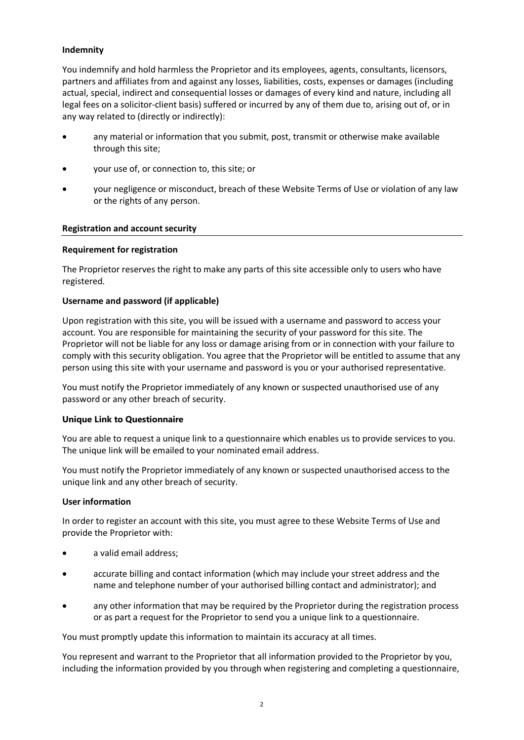**Indemnity**

You indemnify and hold harmless the Proprietor and its employees, agents, consultants, licensors, partners and affiliates from and against any losses, liabilities, costs, expenses or damages (including actual, special, indirect and consequential losses or damages of every kind and nature, including all legal fees on a solicitor-client basis) suffered or incurred by any of them due to, arising out of, or in any way related to (directly or indirectly):

- any material or information that you submit, post, transmit or otherwise make available through this site;
- your use of, or connection to, this site; or
- your negligence or misconduct, breach of these Website Terms of Use or violation of any law or the rights of any person.

## Registration and account security

**Requirement for registration**

The Proprietor reserves the right to make any parts of this site accessible only to users who have registered.

**Username and password (if applicable)**

Upon registration with this site, you will be issued with a username and password to access your account. You are responsible for maintaining the security of your password for this site. The Proprietor will not be liable for any loss or damage arising from or in connection with your failure to comply with this security obligation. You agree that the Proprietor will be entitled to assume that any person using this site with your username and password is you or your authorised representative.

You must notify the Proprietor immediately of any known or suspected unauthorised use of any password or any other breach of security.

**Unique Link to Questionnaire**

You are able to request a unique link to a questionnaire which enables us to provide services to you. The unique link will be emailed to your nominated email address.

You must notify the Proprietor immediately of any known or suspected unauthorised access to the unique link and any other breach of security.

**User information**

In order to register an account with this site, you must agree to these Website Terms of Use and provide the Proprietor with:

- a valid email address;
- accurate billing and contact information (which may include your street address and the name and telephone number of your authorised billing contact and administrator); and
- any other information that may be required by the Proprietor during the registration process or as part a request for the Proprietor to send you a unique link to a questionnaire.

You must promptly update this information to maintain its accuracy at all times.

You represent and warrant to the Proprietor that all information provided to the Proprietor by you, including the information provided by you through when registering and completing a questionnaire,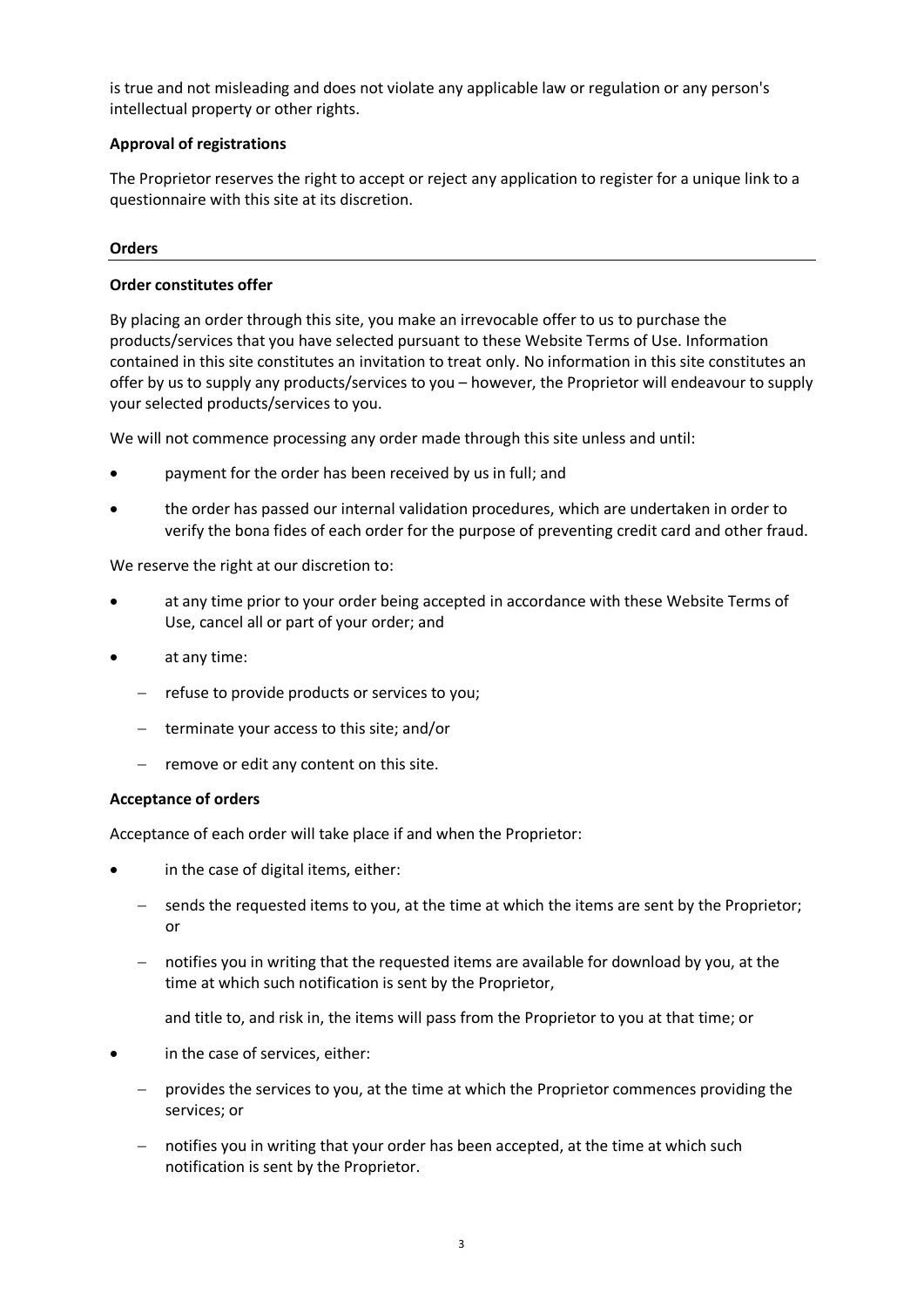is true and not misleading and does not violate any applicable law or regulation or any person's intellectual property or other rights.

**Approval of registrations**

The Proprietor reserves the right to accept or reject any application to register for a unique link to a questionnaire with this site at its discretion.

**Orders**

**Order constitutes offer**

By placing an order through this site, you make an irrevocable offer to us to purchase the products/services that you have selected pursuant to these Website Terms of Use. Information contained in this site constitutes an invitation to treat only. No information in this site constitutes an offer by us to supply any products/services to you – however, the Proprietor will endeavour to supply your selected products/services to you.

We will not commence processing any order made through this site unless and until:

- payment for the order has been received by us in full; and
- the order has passed our internal validation procedures, which are undertaken in order to verify the bona fides of each order for the purpose of preventing credit card and other fraud.

We reserve the right at our discretion to:

- at any time prior to your order being accepted in accordance with these Website Terms of Use, cancel all or part of your order; and
- at any time:
  - refuse to provide products or services to you;
  - terminate your access to this site; and/or
  - remove or edit any content on this site.

**Acceptance of orders**

Acceptance of each order will take place if and when the Proprietor:

- in the case of digital items, either:
  - sends the requested items to you, at the time at which the items are sent by the Proprietor; or
  - notifies you in writing that the requested items are available for download by you, at the time at which such notification is sent by the Proprietor,

  and title to, and risk in, the items will pass from the Proprietor to you at that time; or
- in the case of services, either:
  - provides the services to you, at the time at which the Proprietor commences providing the services; or
  - notifies you in writing that your order has been accepted, at the time at which such notification is sent by the Proprietor.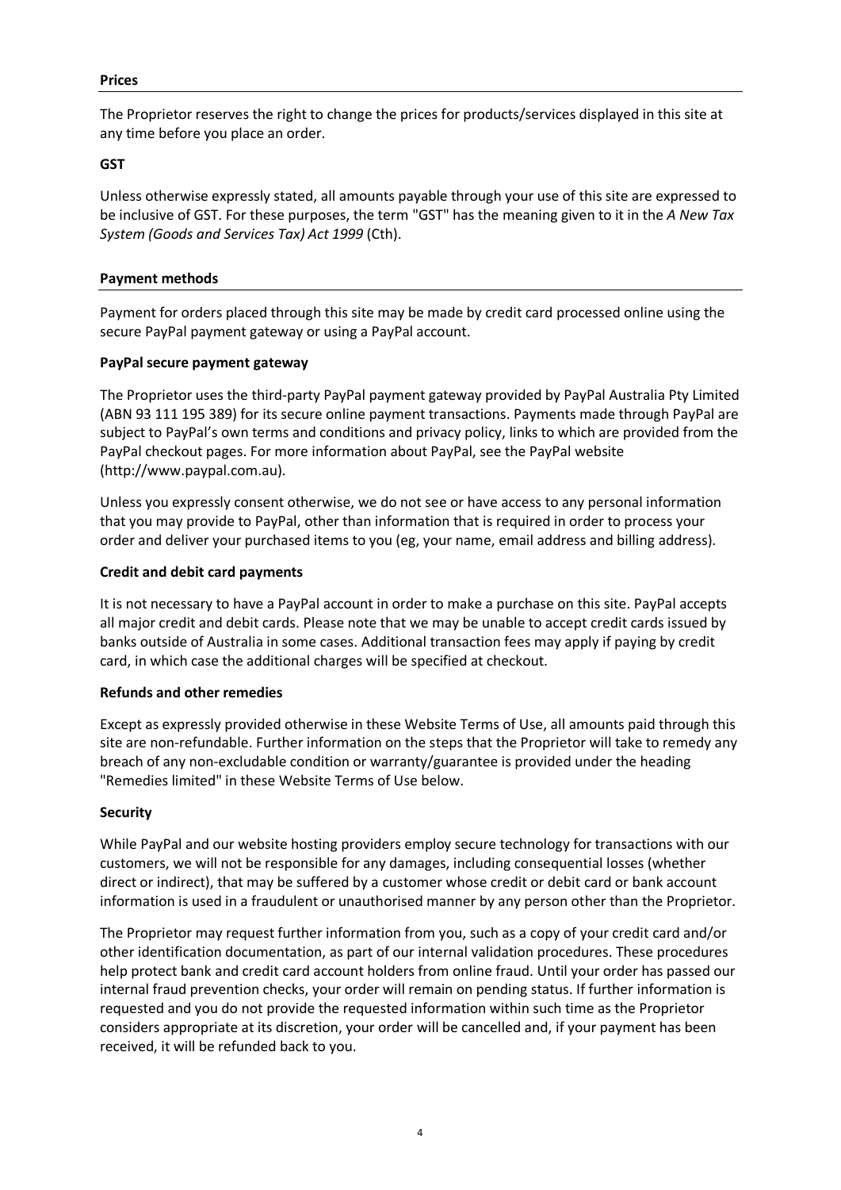**Prices**

The Proprietor reserves the right to change the prices for products/services displayed in this site at any time before you place an order.

**GST**

Unless otherwise expressly stated, all amounts payable through your use of this site are expressed to be inclusive of GST. For these purposes, the term "GST" has the meaning given to it in the *A New Tax System (Goods and Services Tax) Act 1999* (Cth).

**Payment methods**

Payment for orders placed through this site may be made by credit card processed online using the secure PayPal payment gateway or using a PayPal account.

**PayPal secure payment gateway**

The Proprietor uses the third-party PayPal payment gateway provided by PayPal Australia Pty Limited (ABN 93 111 195 389) for its secure online payment transactions. Payments made through PayPal are subject to PayPal's own terms and conditions and privacy policy, links to which are provided from the PayPal checkout pages. For more information about PayPal, see the PayPal website (http://www.paypal.com.au).

Unless you expressly consent otherwise, we do not see or have access to any personal information that you may provide to PayPal, other than information that is required in order to process your order and deliver your purchased items to you (eg, your name, email address and billing address).

**Credit and debit card payments**

It is not necessary to have a PayPal account in order to make a purchase on this site. PayPal accepts all major credit and debit cards. Please note that we may be unable to accept credit cards issued by banks outside of Australia in some cases. Additional transaction fees may apply if paying by credit card, in which case the additional charges will be specified at checkout.

**Refunds and other remedies**

Except as expressly provided otherwise in these Website Terms of Use, all amounts paid through this site are non-refundable. Further information on the steps that the Proprietor will take to remedy any breach of any non-excludable condition or warranty/guarantee is provided under the heading "Remedies limited" in these Website Terms of Use below.

**Security**

While PayPal and our website hosting providers employ secure technology for transactions with our customers, we will not be responsible for any damages, including consequential losses (whether direct or indirect), that may be suffered by a customer whose credit or debit card or bank account information is used in a fraudulent or unauthorised manner by any person other than the Proprietor.

The Proprietor may request further information from you, such as a copy of your credit card and/or other identification documentation, as part of our internal validation procedures. These procedures help protect bank and credit card account holders from online fraud. Until your order has passed our internal fraud prevention checks, your order will remain on pending status. If further information is requested and you do not provide the requested information within such time as the Proprietor considers appropriate at its discretion, your order will be cancelled and, if your payment has been received, it will be refunded back to you.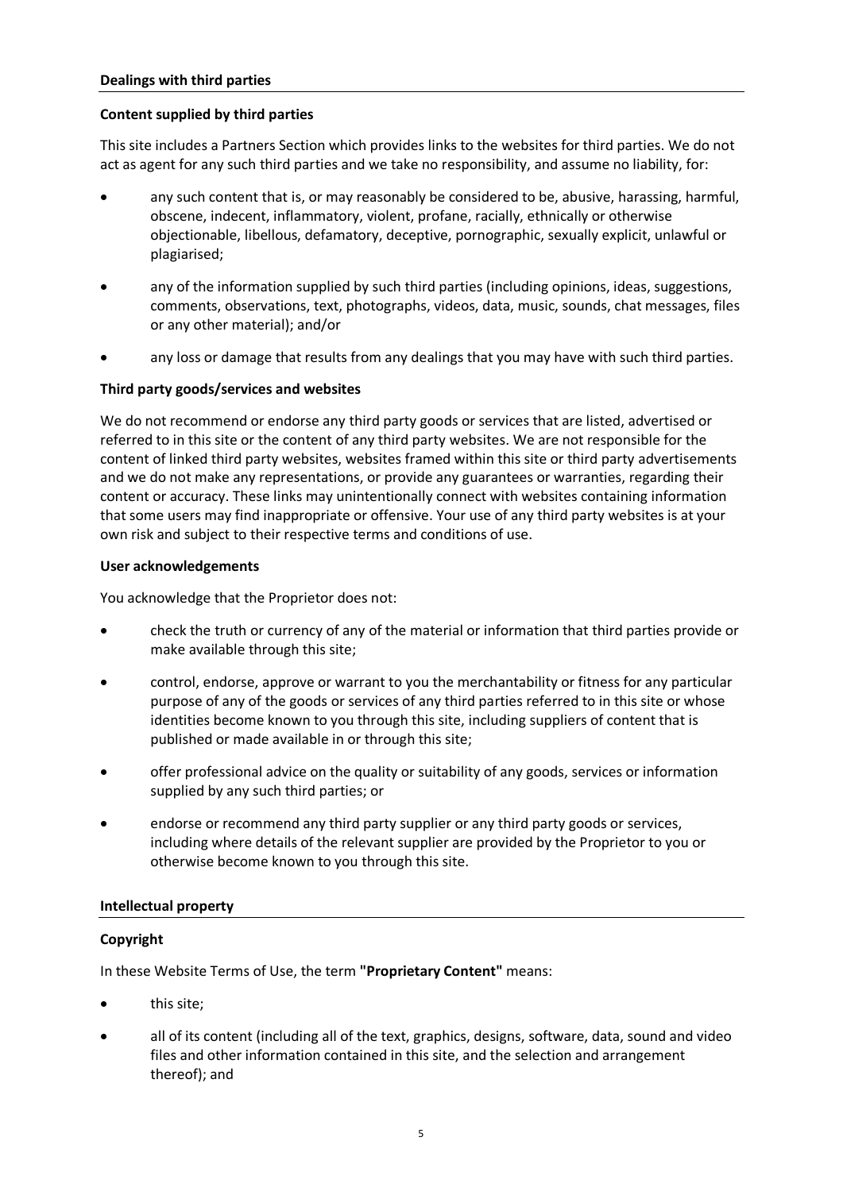## Dealings with third parties

### Content supplied by third parties

This site includes a Partners Section which provides links to the websites for third parties. We do not act as agent for any such third parties and we take no responsibility, and assume no liability, for:

- any such content that is, or may reasonably be considered to be, abusive, harassing, harmful, obscene, indecent, inflammatory, violent, profane, racially, ethnically or otherwise objectionable, libellous, defamatory, deceptive, pornographic, sexually explicit, unlawful or plagiarised;
- any of the information supplied by such third parties (including opinions, ideas, suggestions, comments, observations, text, photographs, videos, data, music, sounds, chat messages, files or any other material); and/or
- any loss or damage that results from any dealings that you may have with such third parties.

### Third party goods/services and websites

We do not recommend or endorse any third party goods or services that are listed, advertised or referred to in this site or the content of any third party websites. We are not responsible for the content of linked third party websites, websites framed within this site or third party advertisements and we do not make any representations, or provide any guarantees or warranties, regarding their content or accuracy. These links may unintentionally connect with websites containing information that some users may find inappropriate or offensive. Your use of any third party websites is at your own risk and subject to their respective terms and conditions of use.

### User acknowledgements

You acknowledge that the Proprietor does not:

- check the truth or currency of any of the material or information that third parties provide or make available through this site;
- control, endorse, approve or warrant to you the merchantability or fitness for any particular purpose of any of the goods or services of any third parties referred to in this site or whose identities become known to you through this site, including suppliers of content that is published or made available in or through this site;
- offer professional advice on the quality or suitability of any goods, services or information supplied by any such third parties; or
- endorse or recommend any third party supplier or any third party goods or services, including where details of the relevant supplier are provided by the Proprietor to you or otherwise become known to you through this site.

## Intellectual property

### Copyright

In these Website Terms of Use, the term **"Proprietary Content"** means:

- this site;
- all of its content (including all of the text, graphics, designs, software, data, sound and video files and other information contained in this site, and the selection and arrangement thereof); and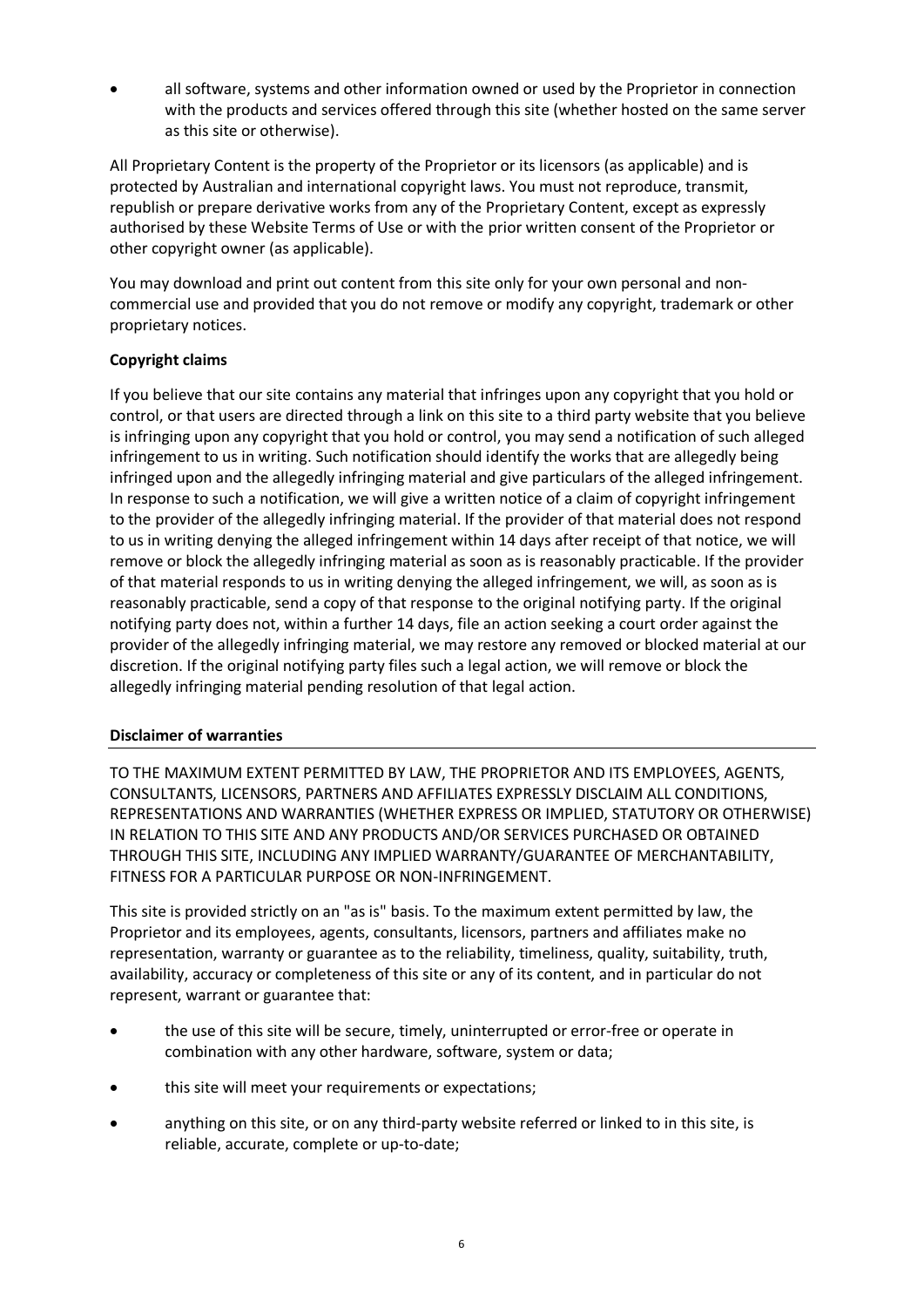- all software, systems and other information owned or used by the Proprietor in connection with the products and services offered through this site (whether hosted on the same server as this site or otherwise).

All Proprietary Content is the property of the Proprietor or its licensors (as applicable) and is protected by Australian and international copyright laws. You must not reproduce, transmit, republish or prepare derivative works from any of the Proprietary Content, except as expressly authorised by these Website Terms of Use or with the prior written consent of the Proprietor or other copyright owner (as applicable).

You may download and print out content from this site only for your own personal and non-commercial use and provided that you do not remove or modify any copyright, trademark or other proprietary notices.

**Copyright claims**

If you believe that our site contains any material that infringes upon any copyright that you hold or control, or that users are directed through a link on this site to a third party website that you believe is infringing upon any copyright that you hold or control, you may send a notification of such alleged infringement to us in writing. Such notification should identify the works that are allegedly being infringed upon and the allegedly infringing material and give particulars of the alleged infringement. In response to such a notification, we will give a written notice of a claim of copyright infringement to the provider of the allegedly infringing material. If the provider of that material does not respond to us in writing denying the alleged infringement within 14 days after receipt of that notice, we will remove or block the allegedly infringing material as soon as is reasonably practicable. If the provider of that material responds to us in writing denying the alleged infringement, we will, as soon as is reasonably practicable, send a copy of that response to the original notifying party. If the original notifying party does not, within a further 14 days, file an action seeking a court order against the provider of the allegedly infringing material, we may restore any removed or blocked material at our discretion. If the original notifying party files such a legal action, we will remove or block the allegedly infringing material pending resolution of that legal action.

**Disclaimer of warranties**

TO THE MAXIMUM EXTENT PERMITTED BY LAW, THE PROPRIETOR AND ITS EMPLOYEES, AGENTS, CONSULTANTS, LICENSORS, PARTNERS AND AFFILIATES EXPRESSLY DISCLAIM ALL CONDITIONS, REPRESENTATIONS AND WARRANTIES (WHETHER EXPRESS OR IMPLIED, STATUTORY OR OTHERWISE) IN RELATION TO THIS SITE AND ANY PRODUCTS AND/OR SERVICES PURCHASED OR OBTAINED THROUGH THIS SITE, INCLUDING ANY IMPLIED WARRANTY/GUARANTEE OF MERCHANTABILITY, FITNESS FOR A PARTICULAR PURPOSE OR NON-INFRINGEMENT.

This site is provided strictly on an "as is" basis. To the maximum extent permitted by law, the Proprietor and its employees, agents, consultants, licensors, partners and affiliates make no representation, warranty or guarantee as to the reliability, timeliness, quality, suitability, truth, availability, accuracy or completeness of this site or any of its content, and in particular do not represent, warrant or guarantee that:

- the use of this site will be secure, timely, uninterrupted or error-free or operate in combination with any other hardware, software, system or data;
- this site will meet your requirements or expectations;
- anything on this site, or on any third-party website referred or linked to in this site, is reliable, accurate, complete or up-to-date;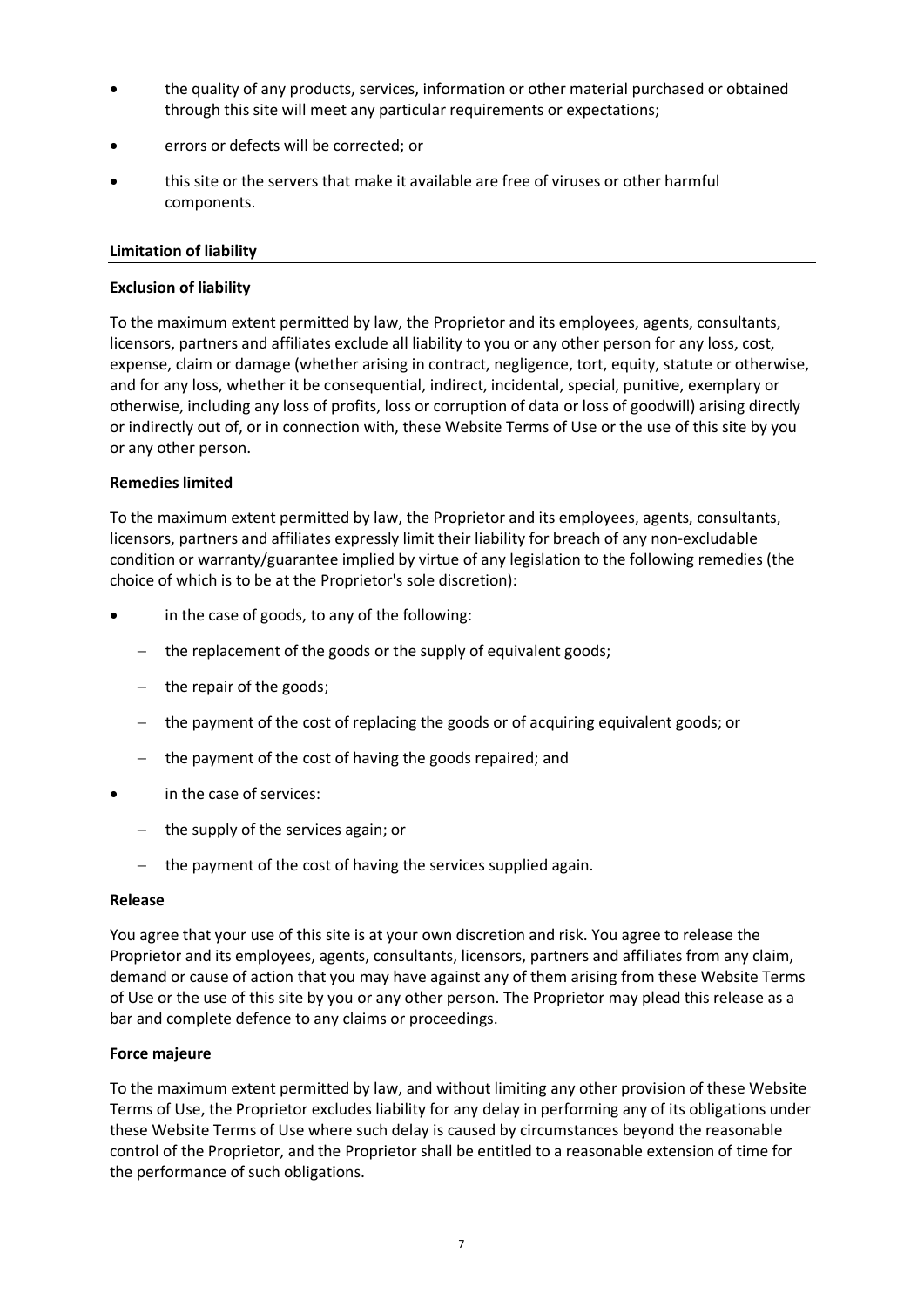- the quality of any products, services, information or other material purchased or obtained through this site will meet any particular requirements or expectations;
- errors or defects will be corrected; or
- this site or the servers that make it available are free of viruses or other harmful components.

## Limitation of liability

**Exclusion of liability**

To the maximum extent permitted by law, the Proprietor and its employees, agents, consultants, licensors, partners and affiliates exclude all liability to you or any other person for any loss, cost, expense, claim or damage (whether arising in contract, negligence, tort, equity, statute or otherwise, and for any loss, whether it be consequential, indirect, incidental, special, punitive, exemplary or otherwise, including any loss of profits, loss or corruption of data or loss of goodwill) arising directly or indirectly out of, or in connection with, these Website Terms of Use or the use of this site by you or any other person.

**Remedies limited**

To the maximum extent permitted by law, the Proprietor and its employees, agents, consultants, licensors, partners and affiliates expressly limit their liability for breach of any non-excludable condition or warranty/guarantee implied by virtue of any legislation to the following remedies (the choice of which is to be at the Proprietor's sole discretion):

- in the case of goods, to any of the following:
  - the replacement of the goods or the supply of equivalent goods;
  - the repair of the goods;
  - the payment of the cost of replacing the goods or of acquiring equivalent goods; or
  - the payment of the cost of having the goods repaired; and
- in the case of services:
  - the supply of the services again; or
  - the payment of the cost of having the services supplied again.

**Release**

You agree that your use of this site is at your own discretion and risk. You agree to release the Proprietor and its employees, agents, consultants, licensors, partners and affiliates from any claim, demand or cause of action that you may have against any of them arising from these Website Terms of Use or the use of this site by you or any other person. The Proprietor may plead this release as a bar and complete defence to any claims or proceedings.

**Force majeure**

To the maximum extent permitted by law, and without limiting any other provision of these Website Terms of Use, the Proprietor excludes liability for any delay in performing any of its obligations under these Website Terms of Use where such delay is caused by circumstances beyond the reasonable control of the Proprietor, and the Proprietor shall be entitled to a reasonable extension of time for the performance of such obligations.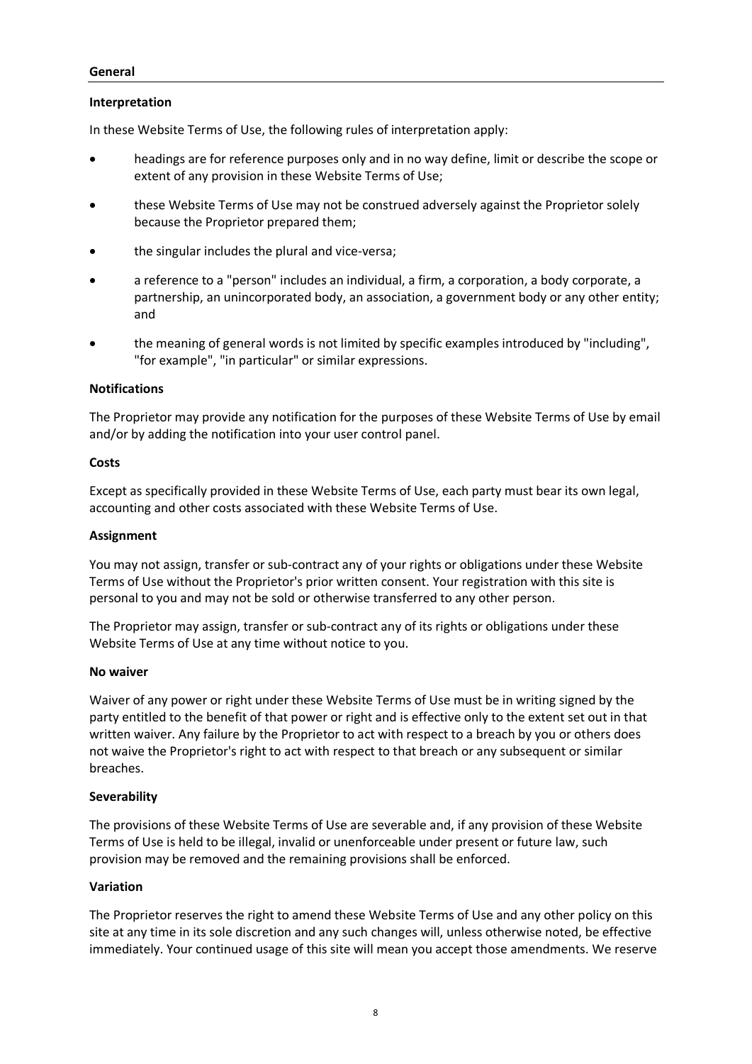## General

### Interpretation

In these Website Terms of Use, the following rules of interpretation apply:

- headings are for reference purposes only and in no way define, limit or describe the scope or extent of any provision in these Website Terms of Use;
- these Website Terms of Use may not be construed adversely against the Proprietor solely because the Proprietor prepared them;
- the singular includes the plural and vice-versa;
- a reference to a "person" includes an individual, a firm, a corporation, a body corporate, a partnership, an unincorporated body, an association, a government body or any other entity; and
- the meaning of general words is not limited by specific examples introduced by "including", "for example", "in particular" or similar expressions.

### Notifications

The Proprietor may provide any notification for the purposes of these Website Terms of Use by email and/or by adding the notification into your user control panel.

### Costs

Except as specifically provided in these Website Terms of Use, each party must bear its own legal, accounting and other costs associated with these Website Terms of Use.

### Assignment

You may not assign, transfer or sub-contract any of your rights or obligations under these Website Terms of Use without the Proprietor's prior written consent. Your registration with this site is personal to you and may not be sold or otherwise transferred to any other person.

The Proprietor may assign, transfer or sub-contract any of its rights or obligations under these Website Terms of Use at any time without notice to you.

### No waiver

Waiver of any power or right under these Website Terms of Use must be in writing signed by the party entitled to the benefit of that power or right and is effective only to the extent set out in that written waiver. Any failure by the Proprietor to act with respect to a breach by you or others does not waive the Proprietor's right to act with respect to that breach or any subsequent or similar breaches.

### Severability

The provisions of these Website Terms of Use are severable and, if any provision of these Website Terms of Use is held to be illegal, invalid or unenforceable under present or future law, such provision may be removed and the remaining provisions shall be enforced.

### Variation

The Proprietor reserves the right to amend these Website Terms of Use and any other policy on this site at any time in its sole discretion and any such changes will, unless otherwise noted, be effective immediately. Your continued usage of this site will mean you accept those amendments. We reserve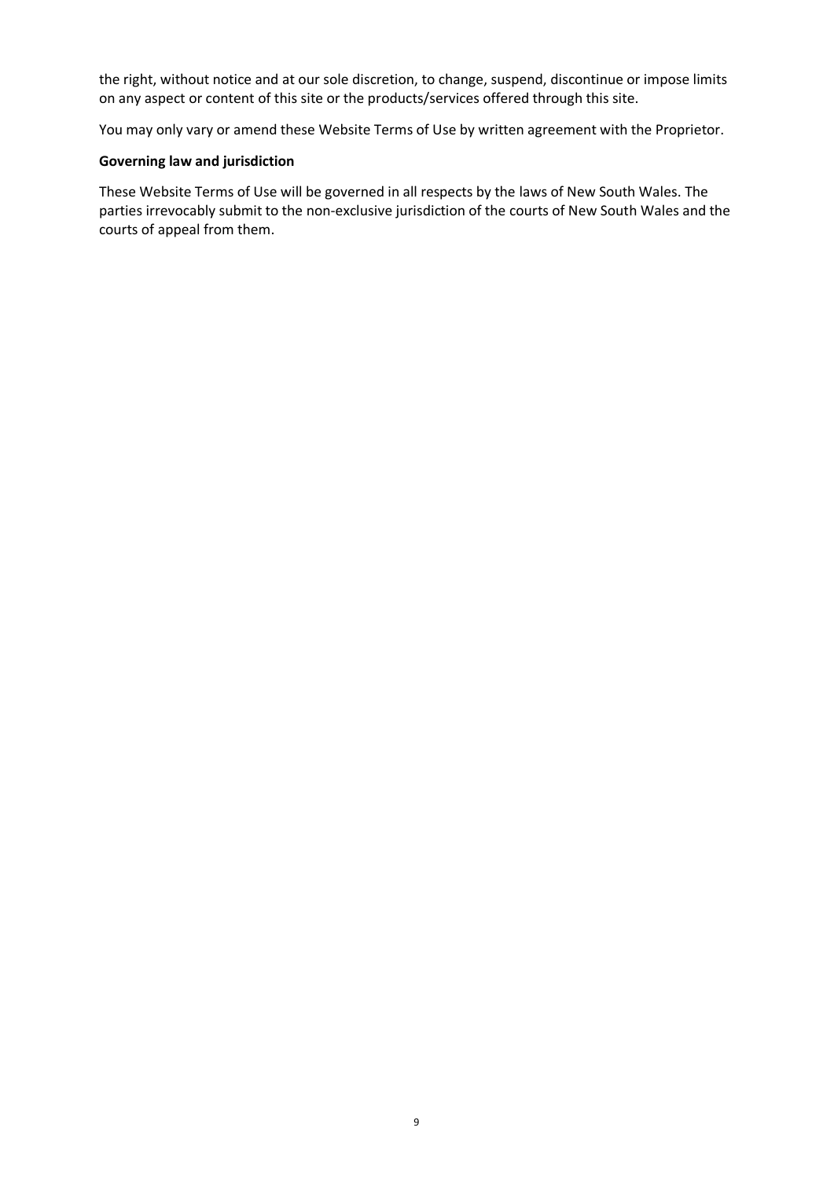the right, without notice and at our sole discretion, to change, suspend, discontinue or impose limits on any aspect or content of this site or the products/services offered through this site.

You may only vary or amend these Website Terms of Use by written agreement with the Proprietor.

**Governing law and jurisdiction**

These Website Terms of Use will be governed in all respects by the laws of New South Wales. The parties irrevocably submit to the non-exclusive jurisdiction of the courts of New South Wales and the courts of appeal from them.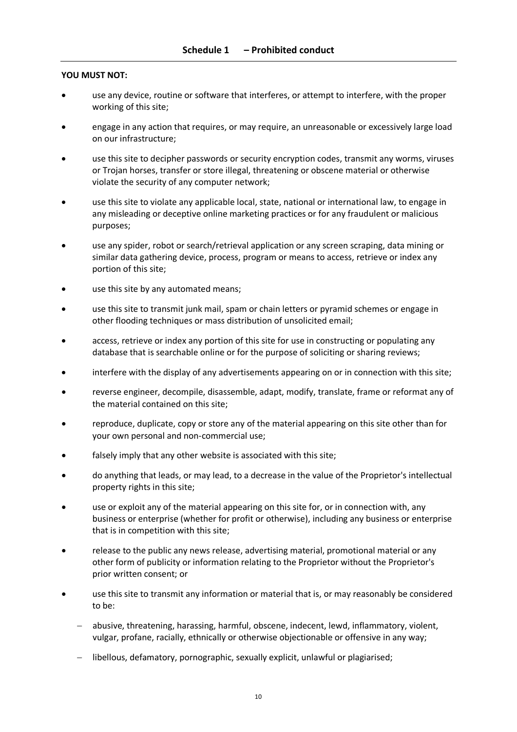## Schedule 1 – Prohibited conduct

**YOU MUST NOT:**

- use any device, routine or software that interferes, or attempt to interfere, with the proper working of this site;
- engage in any action that requires, or may require, an unreasonable or excessively large load on our infrastructure;
- use this site to decipher passwords or security encryption codes, transmit any worms, viruses or Trojan horses, transfer or store illegal, threatening or obscene material or otherwise violate the security of any computer network;
- use this site to violate any applicable local, state, national or international law, to engage in any misleading or deceptive online marketing practices or for any fraudulent or malicious purposes;
- use any spider, robot or search/retrieval application or any screen scraping, data mining or similar data gathering device, process, program or means to access, retrieve or index any portion of this site;
- use this site by any automated means;
- use this site to transmit junk mail, spam or chain letters or pyramid schemes or engage in other flooding techniques or mass distribution of unsolicited email;
- access, retrieve or index any portion of this site for use in constructing or populating any database that is searchable online or for the purpose of soliciting or sharing reviews;
- interfere with the display of any advertisements appearing on or in connection with this site;
- reverse engineer, decompile, disassemble, adapt, modify, translate, frame or reformat any of the material contained on this site;
- reproduce, duplicate, copy or store any of the material appearing on this site other than for your own personal and non-commercial use;
- falsely imply that any other website is associated with this site;
- do anything that leads, or may lead, to a decrease in the value of the Proprietor's intellectual property rights in this site;
- use or exploit any of the material appearing on this site for, or in connection with, any business or enterprise (whether for profit or otherwise), including any business or enterprise that is in competition with this site;
- release to the public any news release, advertising material, promotional material or any other form of publicity or information relating to the Proprietor without the Proprietor's prior written consent; or
- use this site to transmit any information or material that is, or may reasonably be considered to be:
  - abusive, threatening, harassing, harmful, obscene, indecent, lewd, inflammatory, violent, vulgar, profane, racially, ethnically or otherwise objectionable or offensive in any way;
  - libellous, defamatory, pornographic, sexually explicit, unlawful or plagiarised;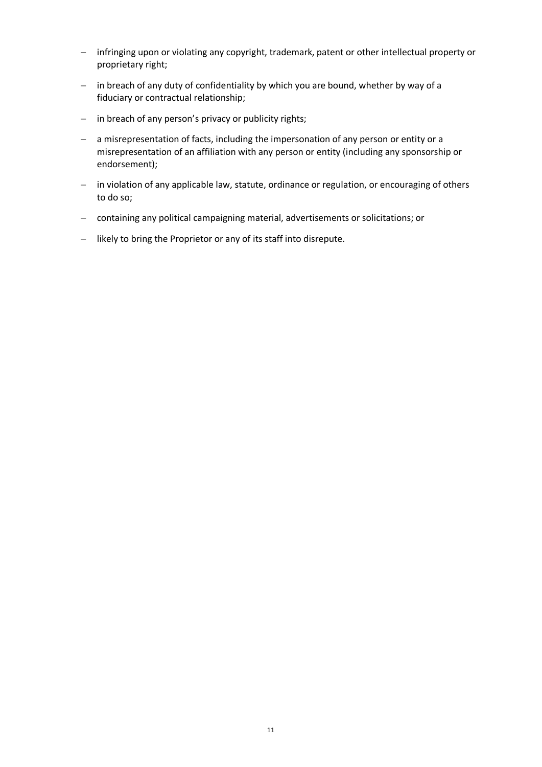- infringing upon or violating any copyright, trademark, patent or other intellectual property or proprietary right;
- in breach of any duty of confidentiality by which you are bound, whether by way of a fiduciary or contractual relationship;
- in breach of any person's privacy or publicity rights;
- a misrepresentation of facts, including the impersonation of any person or entity or a misrepresentation of an affiliation with any person or entity (including any sponsorship or endorsement);
- in violation of any applicable law, statute, ordinance or regulation, or encouraging of others to do so;
- containing any political campaigning material, advertisements or solicitations; or
- likely to bring the Proprietor or any of its staff into disrepute.